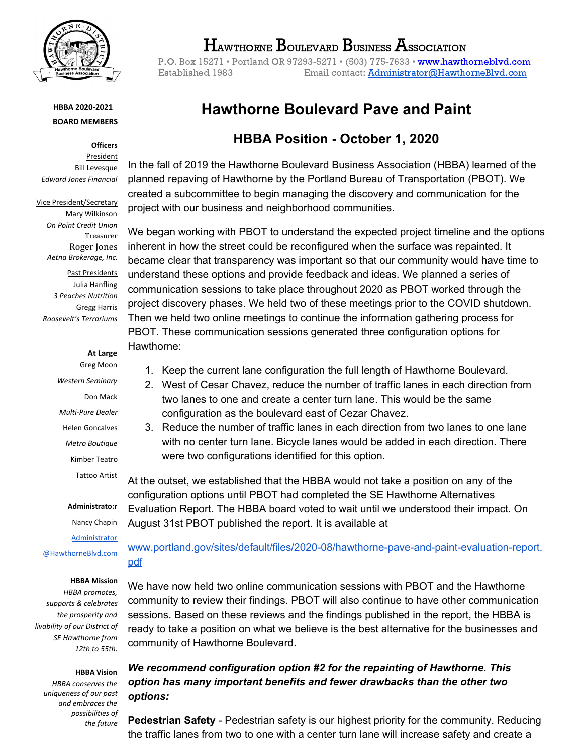# Hawthorne Boulevard Business Association

P.O. Box 15271 • Portland OR 97293-5271 • (503) 775-7633 • www.hawthorneblvd.com
Established 1983 Email contact: Administrator@HawthorneBlvd.com

**HBBA 2020-2021 BOARD MEMBERS**

**Officers**

President
Bill Levesque
*Edward Jones Financial*

Vice President/Secretary
Mary Wilkinson
*On Point Credit Union*

Treasurer
Roger Jones
*Aetna Brokerage, Inc.*

Past Presidents
Julia Hanfling
*3 Peaches Nutrition*
Gregg Harris
*Roosevelt's Terrariums*

**At Large**

Greg Moon
*Western Seminary*

Don Mack
*Multi-Pure Dealer*

Helen Goncalves
*Metro Boutique*

Kimber Teatro
Tattoo Artist

**Administrato:r**

Nancy Chapin
Administrator@HawthorneBlvd.com

**HBBA Mission**

*HBBA promotes, supports & celebrates the prosperity and livability of our District of SE Hawthorne from 12th to 55th.*

**HBBA Vision**

*HBBA conserves the uniqueness of our past and embraces the possibilities of the future*

# Hawthorne Boulevard Pave and Paint

## HBBA Position - October 1, 2020

In the fall of 2019 the Hawthorne Boulevard Business Association (HBBA) learned of the planned repaving of Hawthorne by the Portland Bureau of Transportation (PBOT). We created a subcommittee to begin managing the discovery and communication for the project with our business and neighborhood communities.

We began working with PBOT to understand the expected project timeline and the options inherent in how the street could be reconfigured when the surface was repainted. It became clear that transparency was important so that our community would have time to understand these options and provide feedback and ideas. We planned a series of communication sessions to take place throughout 2020 as PBOT worked through the project discovery phases. We held two of these meetings prior to the COVID shutdown. Then we held two online meetings to continue the information gathering process for PBOT. These communication sessions generated three configuration options for Hawthorne:

1. Keep the current lane configuration the full length of Hawthorne Boulevard.
2. West of Cesar Chavez, reduce the number of traffic lanes in each direction from two lanes to one and create a center turn lane. This would be the same configuration as the boulevard east of Cezar Chavez.
3. Reduce the number of traffic lanes in each direction from two lanes to one lane with no center turn lane. Bicycle lanes would be added in each direction. There were two configurations identified for this option.

At the outset, we established that the HBBA would not take a position on any of the configuration options until PBOT had completed the SE Hawthorne Alternatives Evaluation Report. The HBBA board voted to wait until we understood their impact. On August 31st PBOT published the report. It is available at

www.portland.gov/sites/default/files/2020-08/hawthorne-pave-and-paint-evaluation-report.pdf

We have now held two online communication sessions with PBOT and the Hawthorne community to review their findings. PBOT will also continue to have other communication sessions. Based on these reviews and the findings published in the report, the HBBA is ready to take a position on what we believe is the best alternative for the businesses and community of Hawthorne Boulevard.

***We recommend configuration option #2 for the repainting of Hawthorne. This option has many important benefits and fewer drawbacks than the other two options:***

**Pedestrian Safety** - Pedestrian safety is our highest priority for the community. Reducing the traffic lanes from two to one with a center turn lane will increase safety and create a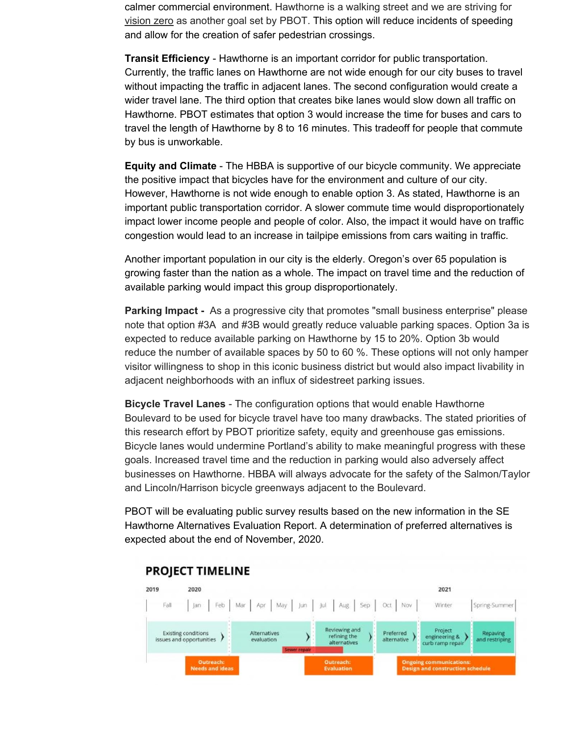calmer commercial environment. Hawthorne is a walking street and we are striving for vision zero as another goal set by PBOT. This option will reduce incidents of speeding and allow for the creation of safer pedestrian crossings.

**Transit Efficiency** - Hawthorne is an important corridor for public transportation. Currently, the traffic lanes on Hawthorne are not wide enough for our city buses to travel without impacting the traffic in adjacent lanes. The second configuration would create a wider travel lane. The third option that creates bike lanes would slow down all traffic on Hawthorne. PBOT estimates that option 3 would increase the time for buses and cars to travel the length of Hawthorne by 8 to 16 minutes. This tradeoff for people that commute by bus is unworkable.

**Equity and Climate** - The HBBA is supportive of our bicycle community. We appreciate the positive impact that bicycles have for the environment and culture of our city. However, Hawthorne is not wide enough to enable option 3. As stated, Hawthorne is an important public transportation corridor. A slower commute time would disproportionately impact lower income people and people of color. Also, the impact it would have on traffic congestion would lead to an increase in tailpipe emissions from cars waiting in traffic.

Another important population in our city is the elderly. Oregon's over 65 population is growing faster than the nation as a whole. The impact on travel time and the reduction of available parking would impact this group disproportionately.

**Parking Impact -** As a progressive city that promotes "small business enterprise" please note that option #3A and #3B would greatly reduce valuable parking spaces. Option 3a is expected to reduce available parking on Hawthorne by 15 to 20%. Option 3b would reduce the number of available spaces by 50 to 60 %. These options will not only hamper visitor willingness to shop in this iconic business district but would also impact livability in adjacent neighborhoods with an influx of sidestreet parking issues.

**Bicycle Travel Lanes** - The configuration options that would enable Hawthorne Boulevard to be used for bicycle travel have too many drawbacks. The stated priorities of this research effort by PBOT prioritize safety, equity and greenhouse gas emissions. Bicycle lanes would undermine Portland's ability to make meaningful progress with these goals. Increased travel time and the reduction in parking would also adversely affect businesses on Hawthorne. HBBA will always advocate for the safety of the Salmon/Taylor and Lincoln/Harrison bicycle greenways adjacent to the Boulevard.

PBOT will be evaluating public survey results based on the new information in the SE Hawthorne Alternatives Evaluation Report. A determination of preferred alternatives is expected about the end of November, 2020.

**PROJECT TIMELINE**

2019 2020 2021

Fall | Jan | Feb | Mar | Apr | May | Jun | Jul | Aug | Sep | Oct | Nov | Winter | Spring-Summer

Existing conditions issues and opportunities

Alternatives evaluation

Reviewing and refining the alternatives

Preferred alternative

Project engineering & curb ramp repair

Repaving and restriping

Sewer repair

Outreach: Needs and ideas

Outreach: Evaluation

Ongoing communications: Design and construction schedule